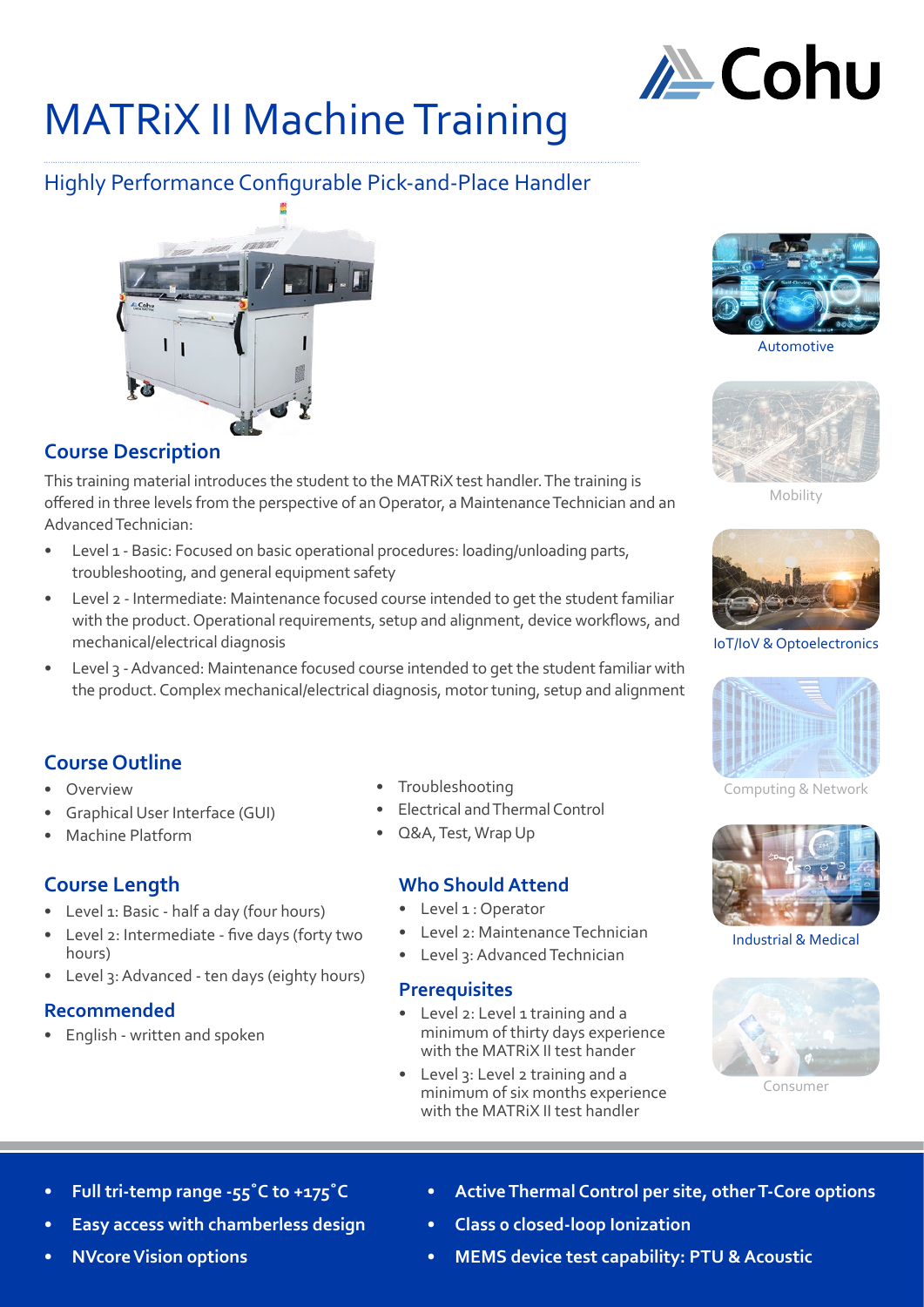# MATRiX II Machine Training

## Highly Performance Configurable Pick-and-Place Handler

### Course Description

This training material introduces the student to the MATRiX test handler. The training is offered in three levels from the perspective of an Operator, a Maintenance Technician and an Advanced Technician:

- Level 1 - Basic: Focused on basic operational procedures: loading/unloading parts, troubleshooting, and general equipment safety
- Level 2 - Intermediate: Maintenance focused course intended to get the student familiar with the product. Operational requirements, setup and alignment, device workflows, and mechanical/electrical diagnosis
- Level 3 - Advanced: Maintenance focused course intended to get the student familiar with the product. Complex mechanical/electrical diagnosis, motor tuning, setup and alignment

### Course Outline

- Overview
- Graphical User Interface (GUI)
- Machine Platform
- Troubleshooting
- Electrical and Thermal Control
- Q&A, Test, Wrap Up

### Course Length

- Level 1: Basic - half a day (four hours)
- Level 2: Intermediate - five days (forty two hours)
- Level 3: Advanced - ten days (eighty hours)

### Recommended

- English - written and spoken

### Who Should Attend

- Level 1 : Operator
- Level 2: Maintenance Technician
- Level 3: Advanced Technician

### Prerequisites

- Level 2: Level 1 training and a minimum of thirty days experience with the MATRiX II test hander
- Level 3: Level 2 training and a minimum of six months experience with the MATRiX II test handler

Automotive

Mobility

IoT/IoV & Optoelectronics

Computing & Network

Industrial & Medical

Consumer

- **Full tri-temp range -55˚C to +175˚C**
- **Easy access with chamberless design**
- **NVcore Vision options**
- **Active Thermal Control per site, other T-Core options**
- **Class 0 closed-loop Ionization**
- **MEMS device test capability: PTU & Acoustic**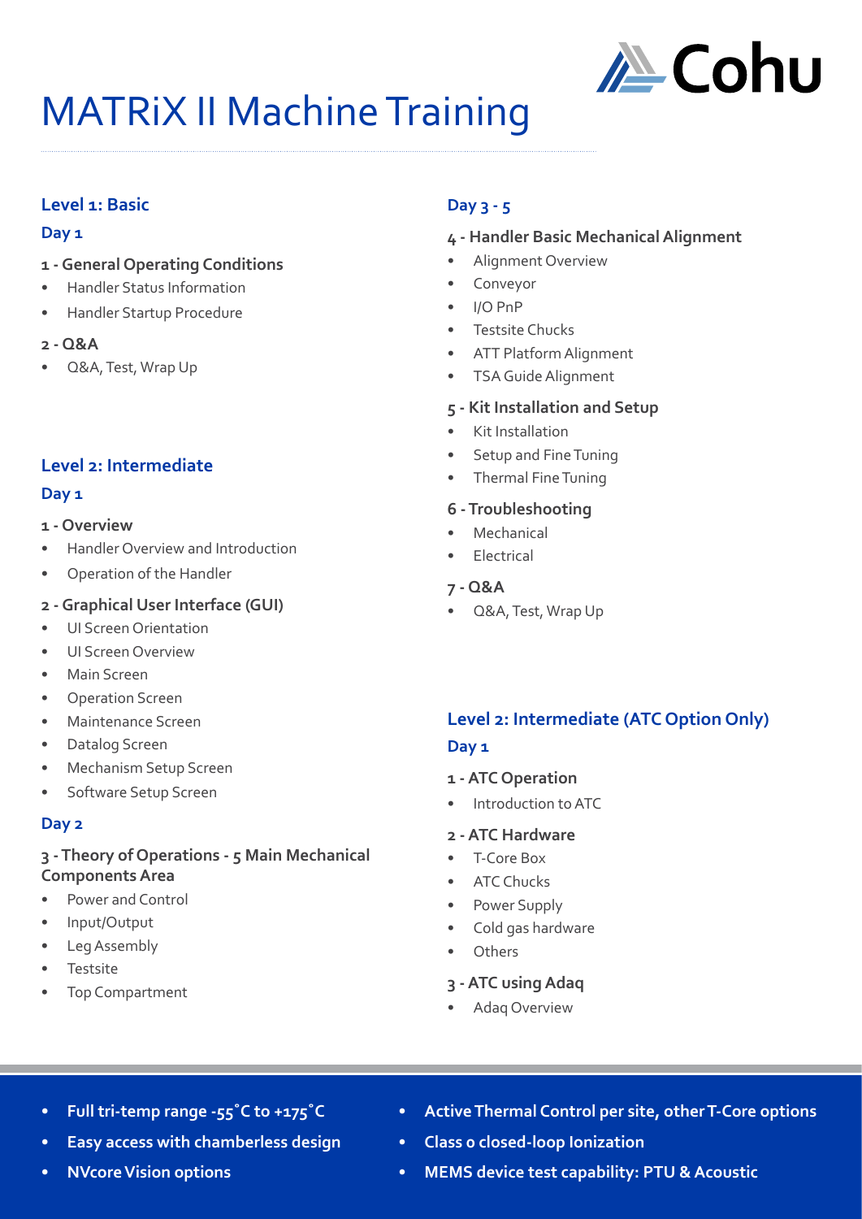# MATRiX II Machine Training

## Level 1: Basic

### Day 1

**1 - General Operating Conditions**

- Handler Status Information
- Handler Startup Procedure

**2 - Q&A**

- Q&A, Test, Wrap Up

## Level 2: Intermediate

### Day 1

**1 - Overview**

- Handler Overview and Introduction
- Operation of the Handler

**2 - Graphical User Interface (GUI)**

- UI Screen Orientation
- UI Screen Overview
- Main Screen
- Operation Screen
- Maintenance Screen
- Datalog Screen
- Mechanism Setup Screen
- Software Setup Screen

### Day 2

**3 - Theory of Operations - 5 Main Mechanical Components Area**

- Power and Control
- Input/Output
- Leg Assembly
- Testsite
- Top Compartment

### Day 3 - 5

**4 - Handler Basic Mechanical Alignment**

- Alignment Overview
- Conveyor
- I/O PnP
- Testsite Chucks
- ATT Platform Alignment
- TSA Guide Alignment

**5 - Kit Installation and Setup**

- Kit Installation
- Setup and Fine Tuning
- Thermal Fine Tuning

**6 - Troubleshooting**

- Mechanical
- Electrical

**7 - Q&A**

- Q&A, Test, Wrap Up

## Level 2: Intermediate (ATC Option Only)

### Day 1

**1 - ATC Operation**

- Introduction to ATC

**2 - ATC Hardware**

- T-Core Box
- ATC Chucks
- Power Supply
- Cold gas hardware
- Others

**3 - ATC using Adaq**

- Adaq Overview

---

- **Full tri-temp range -55˚C to +175˚C**
- **Easy access with chamberless design**
- **NVcore Vision options**
- **Active Thermal Control per site, other T-Core options**
- **Class 0 closed-loop Ionization**
- **MEMS device test capability: PTU & Acoustic**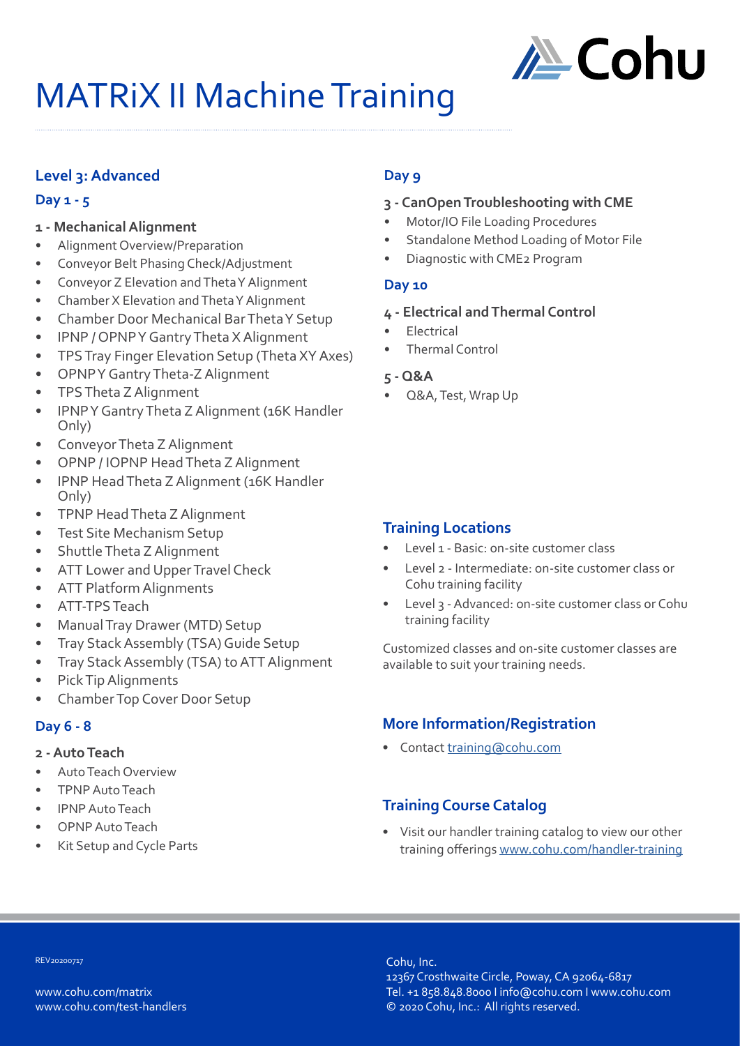# MATRiX II Machine Training

## Level 3: Advanced

### Day 1 - 5

**1 - Mechanical Alignment**

- Alignment Overview/Preparation
- Conveyor Belt Phasing Check/Adjustment
- Conveyor Z Elevation and Theta Y Alignment
- Chamber X Elevation and Theta Y Alignment
- Chamber Door Mechanical Bar Theta Y Setup
- IPNP / OPNP Y Gantry Theta X Alignment
- TPS Tray Finger Elevation Setup (Theta XY Axes)
- OPNP Y Gantry Theta-Z Alignment
- TPS Theta Z Alignment
- IPNP Y Gantry Theta Z Alignment (16K Handler Only)
- Conveyor Theta Z Alignment
- OPNP / IOPNP Head Theta Z Alignment
- IPNP Head Theta Z Alignment (16K Handler Only)
- TPNP Head Theta Z Alignment
- Test Site Mechanism Setup
- Shuttle Theta Z Alignment
- ATT Lower and Upper Travel Check
- ATT Platform Alignments
- ATT-TPS Teach
- Manual Tray Drawer (MTD) Setup
- Tray Stack Assembly (TSA) Guide Setup
- Tray Stack Assembly (TSA) to ATT Alignment
- Pick Tip Alignments
- Chamber Top Cover Door Setup

### Day 6 - 8

**2 - Auto Teach**

- Auto Teach Overview
- TPNP Auto Teach
- IPNP Auto Teach
- OPNP Auto Teach
- Kit Setup and Cycle Parts

### Day 9

**3 - CanOpen Troubleshooting with CME**

- Motor/IO File Loading Procedures
- Standalone Method Loading of Motor File
- Diagnostic with CME2 Program

### Day 10

**4 - Electrical and Thermal Control**

- Electrical
- Thermal Control

**5 - Q&A**

- Q&A, Test, Wrap Up

## Training Locations

- Level 1 - Basic: on-site customer class
- Level 2 - Intermediate: on-site customer class or Cohu training facility
- Level 3 - Advanced: on-site customer class or Cohu training facility

Customized classes and on-site customer classes are available to suit your training needs.

## More Information/Registration

- Contact training@cohu.com

## Training Course Catalog

- Visit our handler training catalog to view our other training offerings www.cohu.com/handler-training

REV20200717

www.cohu.com/matrix
www.cohu.com/test-handlers

Cohu, Inc.
12367 Crosthwaite Circle, Poway, CA 92064-6817
Tel. +1 858.848.8000 I info@cohu.com I www.cohu.com
© 2020 Cohu, Inc.: All rights reserved.